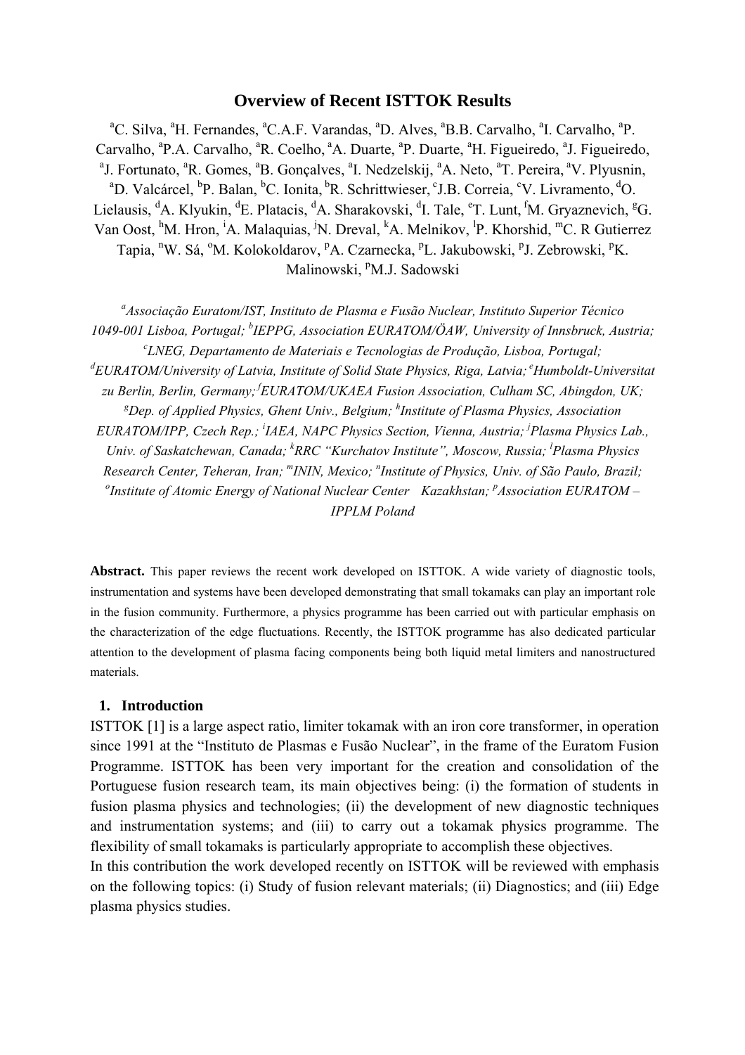# Overview of Recent ISTTOK Results

[a]C. Silva, [a]H. Fernandes, [a]C.A.F. Varandas, [a]D. Alves, [a]B.B. Carvalho, [a]I. Carvalho, [a]P. Carvalho, [a]P.A. Carvalho, [a]R. Coelho, [a]A. Duarte, [a]P. Duarte, [a]H. Figueiredo, [a]J. Figueiredo, [a]J. Fortunato, [a]R. Gomes, [a]B. Gonçalves, [a]I. Nedzelskij, [a]A. Neto, [a]T. Pereira, [a]V. Plyusnin, [a]D. Valcárcel, [b]P. Balan, [b]C. Ionita, [b]R. Schrittwieser, [c]J.B. Correia, [c]V. Livramento, [d]O. Lielausis, [d]A. Klyukin, [d]E. Platacis, [d]A. Sharakovski, [d]I. Tale, [e]T. Lunt, [f]M. Gryaznevich, [g]G. Van Oost, [h]M. Hron, [i]A. Malaquias, [j]N. Dreval, [k]A. Melnikov, [l]P. Khorshid, [m]C. R Gutierrez Tapia, [n]W. Sá, [o]M. Kolokoldarov, [p]A. Czarnecka, [p]L. Jakubowski, [p]J. Zebrowski, [p]K. Malinowski, [p]M.J. Sadowski

*[a]Associação Euratom/IST, Instituto de Plasma e Fusão Nuclear, Instituto Superior Técnico 1049-001 Lisboa, Portugal; [b]IEPPG, Association EURATOM/ÖAW, University of Innsbruck, Austria; [c]LNEG, Departamento de Materiais e Tecnologias de Produção, Lisboa, Portugal; [d]EURATOM/University of Latvia, Institute of Solid State Physics, Riga, Latvia; [e]Humboldt-Universitat zu Berlin, Berlin, Germany; [f]EURATOM/UKAEA Fusion Association, Culham SC, Abingdon, UK; [g]Dep. of Applied Physics, Ghent Univ., Belgium; [h]Institute of Plasma Physics, Association EURATOM/IPP, Czech Rep.; [i]IAEA, NAPC Physics Section, Vienna, Austria; [j]Plasma Physics Lab., Univ. of Saskatchewan, Canada; [k]RRC "Kurchatov Institute", Moscow, Russia; [l]Plasma Physics Research Center, Teheran, Iran; [m]ININ, Mexico; [n]Institute of Physics, Univ. of São Paulo, Brazil; [o]Institute of Atomic Energy of National Nuclear Center Kazakhstan; [p]Association EURATOM – IPPLM Poland*

**Abstract.** This paper reviews the recent work developed on ISTTOK. A wide variety of diagnostic tools, instrumentation and systems have been developed demonstrating that small tokamaks can play an important role in the fusion community. Furthermore, a physics programme has been carried out with particular emphasis on the characterization of the edge fluctuations. Recently, the ISTTOK programme has also dedicated particular attention to the development of plasma facing components being both liquid metal limiters and nanostructured materials.

## 1. Introduction

ISTTOK [1] is a large aspect ratio, limiter tokamak with an iron core transformer, in operation since 1991 at the "Instituto de Plasmas e Fusão Nuclear", in the frame of the Euratom Fusion Programme. ISTTOK has been very important for the creation and consolidation of the Portuguese fusion research team, its main objectives being: (i) the formation of students in fusion plasma physics and technologies; (ii) the development of new diagnostic techniques and instrumentation systems; and (iii) to carry out a tokamak physics programme. The flexibility of small tokamaks is particularly appropriate to accomplish these objectives.

In this contribution the work developed recently on ISTTOK will be reviewed with emphasis on the following topics: (i) Study of fusion relevant materials; (ii) Diagnostics; and (iii) Edge plasma physics studies.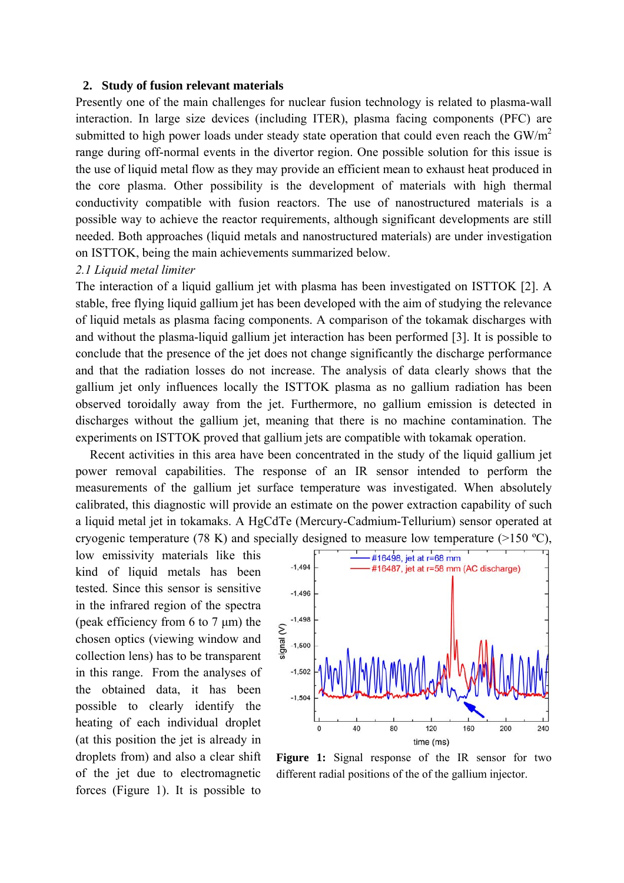## 2. Study of fusion relevant materials

Presently one of the main challenges for nuclear fusion technology is related to plasma-wall interaction. In large size devices (including ITER), plasma facing components (PFC) are submitted to high power loads under steady state operation that could even reach the GW/m$^2$ range during off-normal events in the divertor region. One possible solution for this issue is the use of liquid metal flow as they may provide an efficient mean to exhaust heat produced in the core plasma. Other possibility is the development of materials with high thermal conductivity compatible with fusion reactors. The use of nanostructured materials is a possible way to achieve the reactor requirements, although significant developments are still needed. Both approaches (liquid metals and nanostructured materials) are under investigation on ISTTOK, being the main achievements summarized below.

### *2.1 Liquid metal limiter*

The interaction of a liquid gallium jet with plasma has been investigated on ISTTOK [2]. A stable, free flying liquid gallium jet has been developed with the aim of studying the relevance of liquid metals as plasma facing components. A comparison of the tokamak discharges with and without the plasma-liquid gallium jet interaction has been performed [3]. It is possible to conclude that the presence of the jet does not change significantly the discharge performance and that the radiation losses do not increase. The analysis of data clearly shows that the gallium jet only influences locally the ISTTOK plasma as no gallium radiation has been observed toroidally away from the jet. Furthermore, no gallium emission is detected in discharges without the gallium jet, meaning that there is no machine contamination. The experiments on ISTTOK proved that gallium jets are compatible with tokamak operation.

Recent activities in this area have been concentrated in the study of the liquid gallium jet power removal capabilities. The response of an IR sensor intended to perform the measurements of the gallium jet surface temperature was investigated. When absolutely calibrated, this diagnostic will provide an estimate on the power extraction capability of such a liquid metal jet in tokamaks. A HgCdTe (Mercury-Cadmium-Tellurium) sensor operated at cryogenic temperature (78 K) and specially designed to measure low temperature (>150 ºC), low emissivity materials like this kind of liquid metals has been tested. Since this sensor is sensitive in the infrared region of the spectra (peak efficiency from 6 to 7 μm) the chosen optics (viewing window and collection lens) has to be transparent in this range. From the analyses of the obtained data, it has been possible to clearly identify the heating of each individual droplet (at this position the jet is already in droplets from) and also a clear shift of the jet due to electromagnetic forces (Figure 1). It is possible to

**Figure 1:** Signal response of the IR sensor for two different radial positions of the of the gallium injector.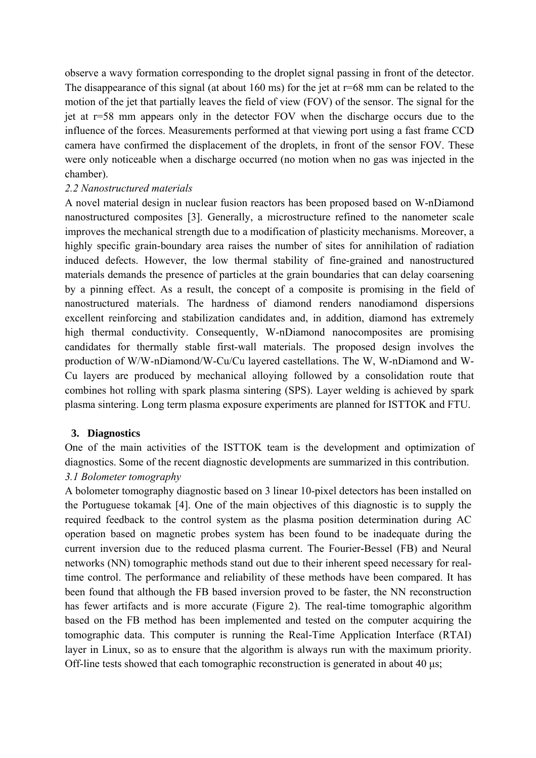observe a wavy formation corresponding to the droplet signal passing in front of the detector. The disappearance of this signal (at about 160 ms) for the jet at r=68 mm can be related to the motion of the jet that partially leaves the field of view (FOV) of the sensor. The signal for the jet at r=58 mm appears only in the detector FOV when the discharge occurs due to the influence of the forces. Measurements performed at that viewing port using a fast frame CCD camera have confirmed the displacement of the droplets, in front of the sensor FOV. These were only noticeable when a discharge occurred (no motion when no gas was injected in the chamber).

### *2.2 Nanostructured materials*

A novel material design in nuclear fusion reactors has been proposed based on W-nDiamond nanostructured composites [3]. Generally, a microstructure refined to the nanometer scale improves the mechanical strength due to a modification of plasticity mechanisms. Moreover, a highly specific grain-boundary area raises the number of sites for annihilation of radiation induced defects. However, the low thermal stability of fine-grained and nanostructured materials demands the presence of particles at the grain boundaries that can delay coarsening by a pinning effect. As a result, the concept of a composite is promising in the field of nanostructured materials. The hardness of diamond renders nanodiamond dispersions excellent reinforcing and stabilization candidates and, in addition, diamond has extremely high thermal conductivity. Consequently, W-nDiamond nanocomposites are promising candidates for thermally stable first-wall materials. The proposed design involves the production of W/W-nDiamond/W-Cu/Cu layered castellations. The W, W-nDiamond and W-Cu layers are produced by mechanical alloying followed by a consolidation route that combines hot rolling with spark plasma sintering (SPS). Layer welding is achieved by spark plasma sintering. Long term plasma exposure experiments are planned for ISTTOK and FTU.

## 3. Diagnostics

One of the main activities of the ISTTOK team is the development and optimization of diagnostics. Some of the recent diagnostic developments are summarized in this contribution.

### *3.1 Bolometer tomography*

A bolometer tomography diagnostic based on 3 linear 10-pixel detectors has been installed on the Portuguese tokamak [4]. One of the main objectives of this diagnostic is to supply the required feedback to the control system as the plasma position determination during AC operation based on magnetic probes system has been found to be inadequate during the current inversion due to the reduced plasma current. The Fourier-Bessel (FB) and Neural networks (NN) tomographic methods stand out due to their inherent speed necessary for real-time control. The performance and reliability of these methods have been compared. It has been found that although the FB based inversion proved to be faster, the NN reconstruction has fewer artifacts and is more accurate (Figure 2). The real-time tomographic algorithm based on the FB method has been implemented and tested on the computer acquiring the tomographic data. This computer is running the Real-Time Application Interface (RTAI) layer in Linux, so as to ensure that the algorithm is always run with the maximum priority. Off-line tests showed that each tomographic reconstruction is generated in about 40 μs;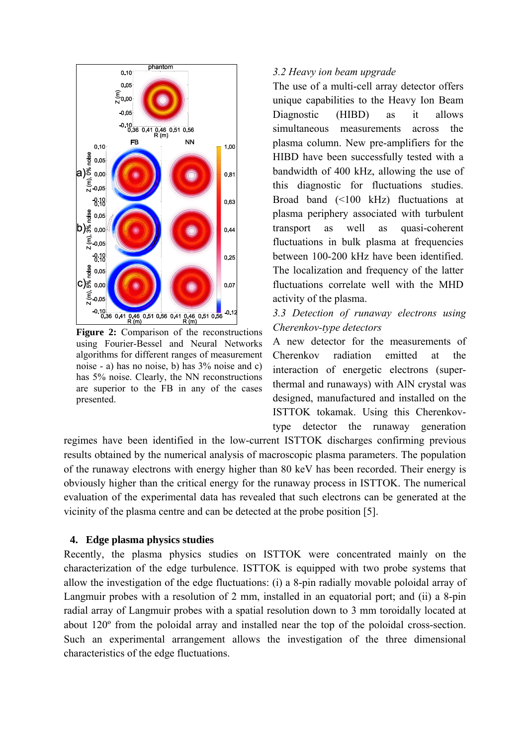**Figure 2:** Comparison of the reconstructions using Fourier-Bessel and Neural Networks algorithms for different ranges of measurement noise - a) has no noise, b) has 3% noise and c) has 5% noise. Clearly, the NN reconstructions are superior to the FB in any of the cases presented.

*3.2 Heavy ion beam upgrade*

The use of a multi-cell array detector offers unique capabilities to the Heavy Ion Beam Diagnostic (HIBD) as it allows simultaneous measurements across the plasma column. New pre-amplifiers for the HIBD have been successfully tested with a bandwidth of 400 kHz, allowing the use of this diagnostic for fluctuations studies. Broad band (<100 kHz) fluctuations at plasma periphery associated with turbulent transport as well as quasi-coherent fluctuations in bulk plasma at frequencies between 100-200 kHz have been identified. The localization and frequency of the latter fluctuations correlate well with the MHD activity of the plasma.

*3.3 Detection of runaway electrons using Cherenkov-type detectors*

A new detector for the measurements of Cherenkov radiation emitted at the interaction of energetic electrons (super-thermal and runaways) with AlN crystal was designed, manufactured and installed on the ISTTOK tokamak. Using this Cherenkov-type detector the runaway generation regimes have been identified in the low-current ISTTOK discharges confirming previous results obtained by the numerical analysis of macroscopic plasma parameters. The population of the runaway electrons with energy higher than 80 keV has been recorded. Their energy is obviously higher than the critical energy for the runaway process in ISTTOK. The numerical evaluation of the experimental data has revealed that such electrons can be generated at the vicinity of the plasma centre and can be detected at the probe position [5].

## 4. Edge plasma physics studies

Recently, the plasma physics studies on ISTTOK were concentrated mainly on the characterization of the edge turbulence. ISTTOK is equipped with two probe systems that allow the investigation of the edge fluctuations: (i) a 8-pin radially movable poloidal array of Langmuir probes with a resolution of 2 mm, installed in an equatorial port; and (ii) a 8-pin radial array of Langmuir probes with a spatial resolution down to 3 mm toroidally located at about 120º from the poloidal array and installed near the top of the poloidal cross-section. Such an experimental arrangement allows the investigation of the three dimensional characteristics of the edge fluctuations.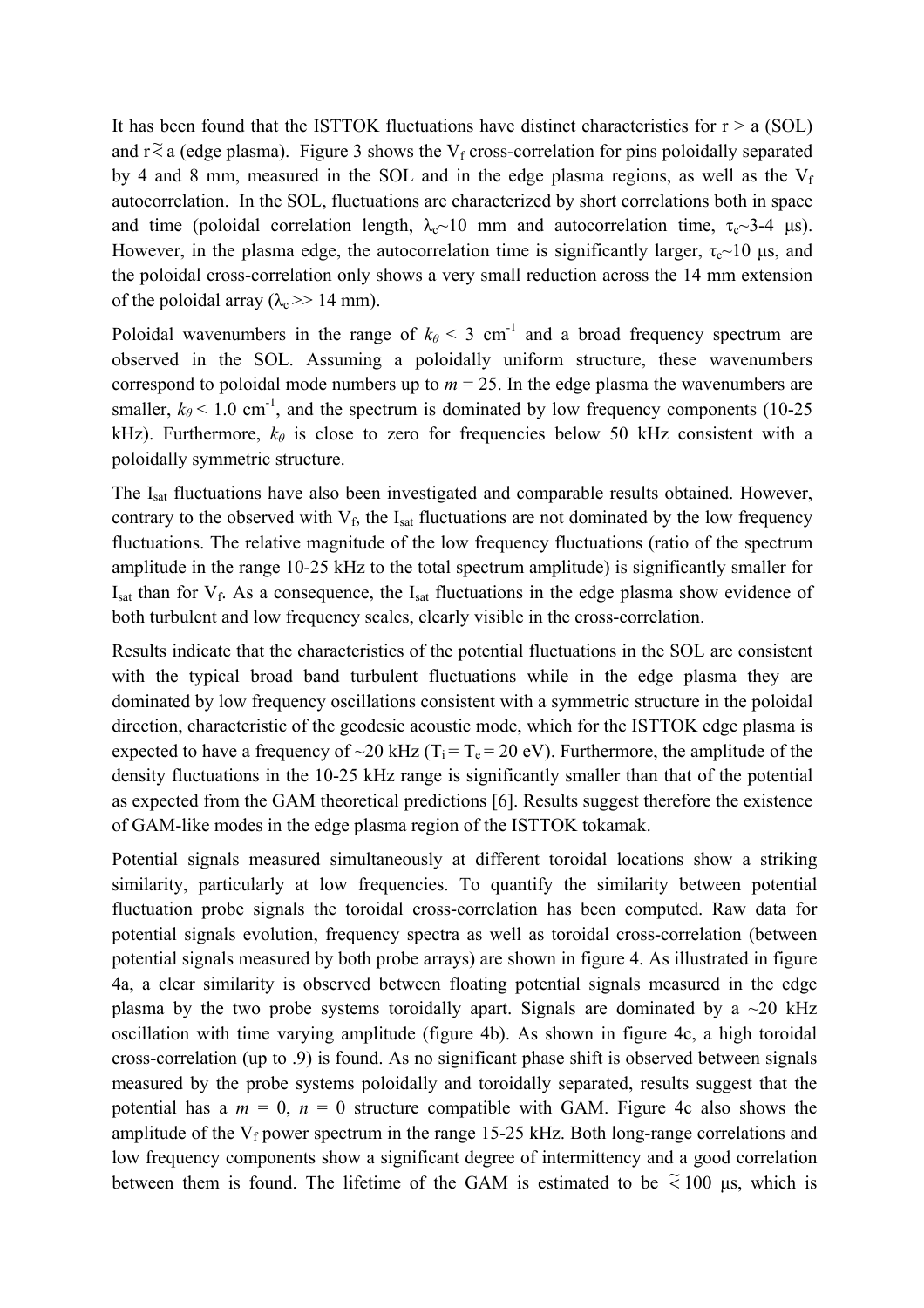It has been found that the ISTTOK fluctuations have distinct characteristics for $r > a$ (SOL) and $r \gtrsim a$ (edge plasma). Figure 3 shows the $V_f$ cross-correlation for pins poloidally separated by 4 and 8 mm, measured in the SOL and in the edge plasma regions, as well as the $V_f$ autocorrelation. In the SOL, fluctuations are characterized by short correlations both in space and time (poloidal correlation length, $\lambda_c$~10 mm and autocorrelation time, $\tau_c$~3-4 μs). However, in the plasma edge, the autocorrelation time is significantly larger, $\tau_c$~10 μs, and the poloidal cross-correlation only shows a very small reduction across the 14 mm extension of the poloidal array ($\lambda_c$ >> 14 mm).

Poloidal wavenumbers in the range of $k_\theta < 3$ cm$^{-1}$ and a broad frequency spectrum are observed in the SOL. Assuming a poloidally uniform structure, these wavenumbers correspond to poloidal mode numbers up to $m = 25$. In the edge plasma the wavenumbers are smaller, $k_\theta < 1.0$ cm$^{-1}$, and the spectrum is dominated by low frequency components (10-25 kHz). Furthermore, $k_\theta$ is close to zero for frequencies below 50 kHz consistent with a poloidally symmetric structure.

The $I_{sat}$ fluctuations have also been investigated and comparable results obtained. However, contrary to the observed with $V_f$, the $I_{sat}$ fluctuations are not dominated by the low frequency fluctuations. The relative magnitude of the low frequency fluctuations (ratio of the spectrum amplitude in the range 10-25 kHz to the total spectrum amplitude) is significantly smaller for $I_{sat}$ than for $V_f$. As a consequence, the $I_{sat}$ fluctuations in the edge plasma show evidence of both turbulent and low frequency scales, clearly visible in the cross-correlation.

Results indicate that the characteristics of the potential fluctuations in the SOL are consistent with the typical broad band turbulent fluctuations while in the edge plasma they are dominated by low frequency oscillations consistent with a symmetric structure in the poloidal direction, characteristic of the geodesic acoustic mode, which for the ISTTOK edge plasma is expected to have a frequency of ~20 kHz ($T_i = T_e = 20$ eV). Furthermore, the amplitude of the density fluctuations in the 10-25 kHz range is significantly smaller than that of the potential as expected from the GAM theoretical predictions [6]. Results suggest therefore the existence of GAM-like modes in the edge plasma region of the ISTTOK tokamak.

Potential signals measured simultaneously at different toroidal locations show a striking similarity, particularly at low frequencies. To quantify the similarity between potential fluctuation probe signals the toroidal cross-correlation has been computed. Raw data for potential signals evolution, frequency spectra as well as toroidal cross-correlation (between potential signals measured by both probe arrays) are shown in figure 4. As illustrated in figure 4a, a clear similarity is observed between floating potential signals measured in the edge plasma by the two probe systems toroidally apart. Signals are dominated by a ~20 kHz oscillation with time varying amplitude (figure 4b). As shown in figure 4c, a high toroidal cross-correlation (up to .9) is found. As no significant phase shift is observed between signals measured by the probe systems poloidally and toroidally separated, results suggest that the potential has a $m = 0$, $n = 0$ structure compatible with GAM. Figure 4c also shows the amplitude of the $V_f$ power spectrum in the range 15-25 kHz. Both long-range correlations and low frequency components show a significant degree of intermittency and a good correlation between them is found. The lifetime of the GAM is estimated to be $\gtrsim 100$ μs, which is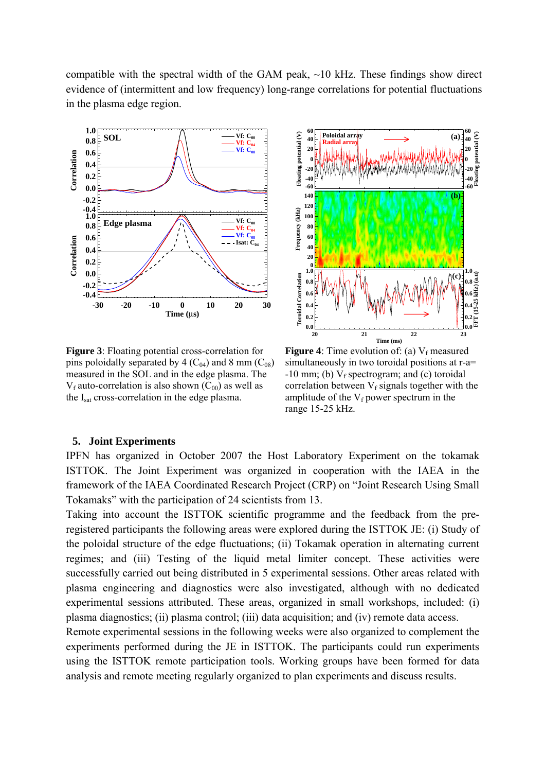compatible with the spectral width of the GAM peak, ~10 kHz. These findings show direct evidence of (intermittent and low frequency) long-range correlations for potential fluctuations in the plasma edge region.

**Figure 3**: Floating potential cross-correlation for pins poloidally separated by 4 ($C_{04}$) and 8 mm ($C_{08}$) measured in the SOL and in the edge plasma. The $V_f$ auto-correlation is also shown ($C_{00}$) as well as the $I_{sat}$ cross-correlation in the edge plasma.

**Figure 4**: Time evolution of: (a) $V_f$ measured simultaneously in two toroidal positions at r-a= -10 mm; (b) $V_f$ spectrogram; and (c) toroidal correlation between $V_f$ signals together with the amplitude of the $V_f$ power spectrum in the range 15-25 kHz.

## 5. Joint Experiments

IPFN has organized in October 2007 the Host Laboratory Experiment on the tokamak ISTTOK. The Joint Experiment was organized in cooperation with the IAEA in the framework of the IAEA Coordinated Research Project (CRP) on "Joint Research Using Small Tokamaks" with the participation of 24 scientists from 13.

Taking into account the ISTTOK scientific programme and the feedback from the pre-registered participants the following areas were explored during the ISTTOK JE: (i) Study of the poloidal structure of the edge fluctuations; (ii) Tokamak operation in alternating current regimes; and (iii) Testing of the liquid metal limiter concept. These activities were successfully carried out being distributed in 5 experimental sessions. Other areas related with plasma engineering and diagnostics were also investigated, although with no dedicated experimental sessions attributed. These areas, organized in small workshops, included: (i) plasma diagnostics; (ii) plasma control; (iii) data acquisition; and (iv) remote data access.

Remote experimental sessions in the following weeks were also organized to complement the experiments performed during the JE in ISTTOK. The participants could run experiments using the ISTTOK remote participation tools. Working groups have been formed for data analysis and remote meeting regularly organized to plan experiments and discuss results.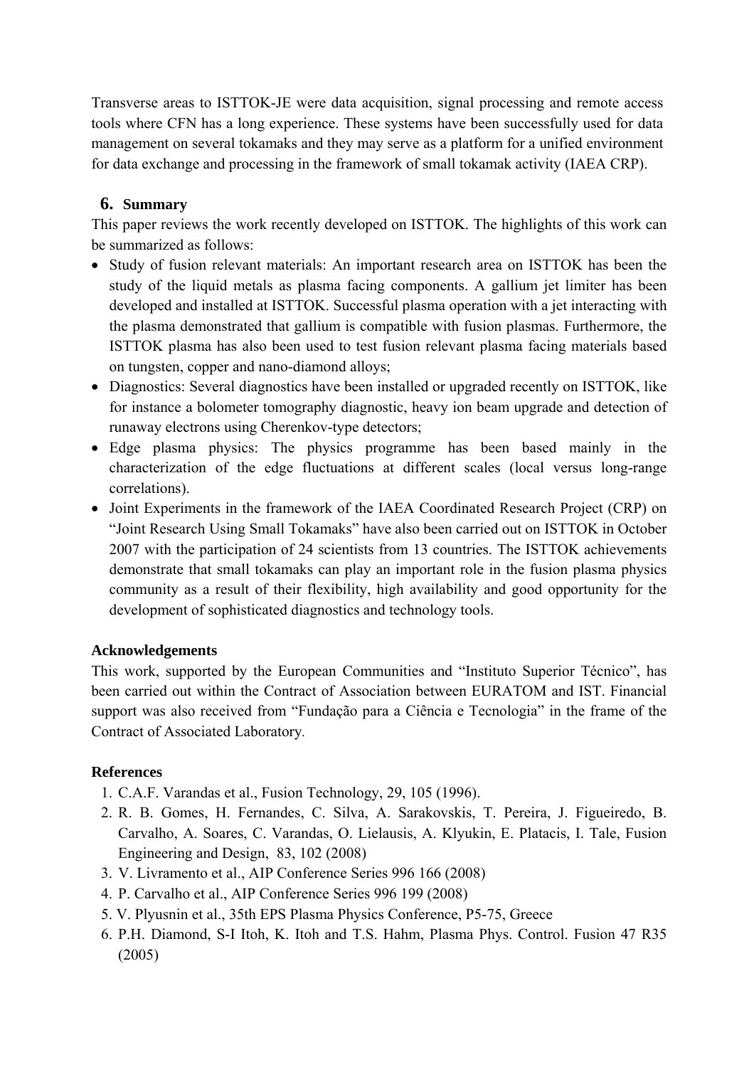Transverse areas to ISTTOK-JE were data acquisition, signal processing and remote access tools where CFN has a long experience. These systems have been successfully used for data management on several tokamaks and they may serve as a platform for a unified environment for data exchange and processing in the framework of small tokamak activity (IAEA CRP).

## 6. Summary

This paper reviews the work recently developed on ISTTOK. The highlights of this work can be summarized as follows:

- Study of fusion relevant materials: An important research area on ISTTOK has been the study of the liquid metals as plasma facing components. A gallium jet limiter has been developed and installed at ISTTOK. Successful plasma operation with a jet interacting with the plasma demonstrated that gallium is compatible with fusion plasmas. Furthermore, the ISTTOK plasma has also been used to test fusion relevant plasma facing materials based on tungsten, copper and nano-diamond alloys;
- Diagnostics: Several diagnostics have been installed or upgraded recently on ISTTOK, like for instance a bolometer tomography diagnostic, heavy ion beam upgrade and detection of runaway electrons using Cherenkov-type detectors;
- Edge plasma physics: The physics programme has been based mainly in the characterization of the edge fluctuations at different scales (local versus long-range correlations).
- Joint Experiments in the framework of the IAEA Coordinated Research Project (CRP) on "Joint Research Using Small Tokamaks" have also been carried out on ISTTOK in October 2007 with the participation of 24 scientists from 13 countries. The ISTTOK achievements demonstrate that small tokamaks can play an important role in the fusion plasma physics community as a result of their flexibility, high availability and good opportunity for the development of sophisticated diagnostics and technology tools.

### Acknowledgements

This work, supported by the European Communities and "Instituto Superior Técnico", has been carried out within the Contract of Association between EURATOM and IST. Financial support was also received from "Fundação para a Ciência e Tecnologia" in the frame of the Contract of Associated Laboratory.

### References

1. C.A.F. Varandas et al., Fusion Technology, 29, 105 (1996).
2. R. B. Gomes, H. Fernandes, C. Silva, A. Sarakovskis, T. Pereira, J. Figueiredo, B. Carvalho, A. Soares, C. Varandas, O. Lielausis, A. Klyukin, E. Platacis, I. Tale, Fusion Engineering and Design, 83, 102 (2008)
3. V. Livramento et al., AIP Conference Series 996 166 (2008)
4. P. Carvalho et al., AIP Conference Series 996 199 (2008)
5. V. Plyusnin et al., 35th EPS Plasma Physics Conference, P5-75, Greece
6. P.H. Diamond, S-I Itoh, K. Itoh and T.S. Hahm, Plasma Phys. Control. Fusion 47 R35 (2005)